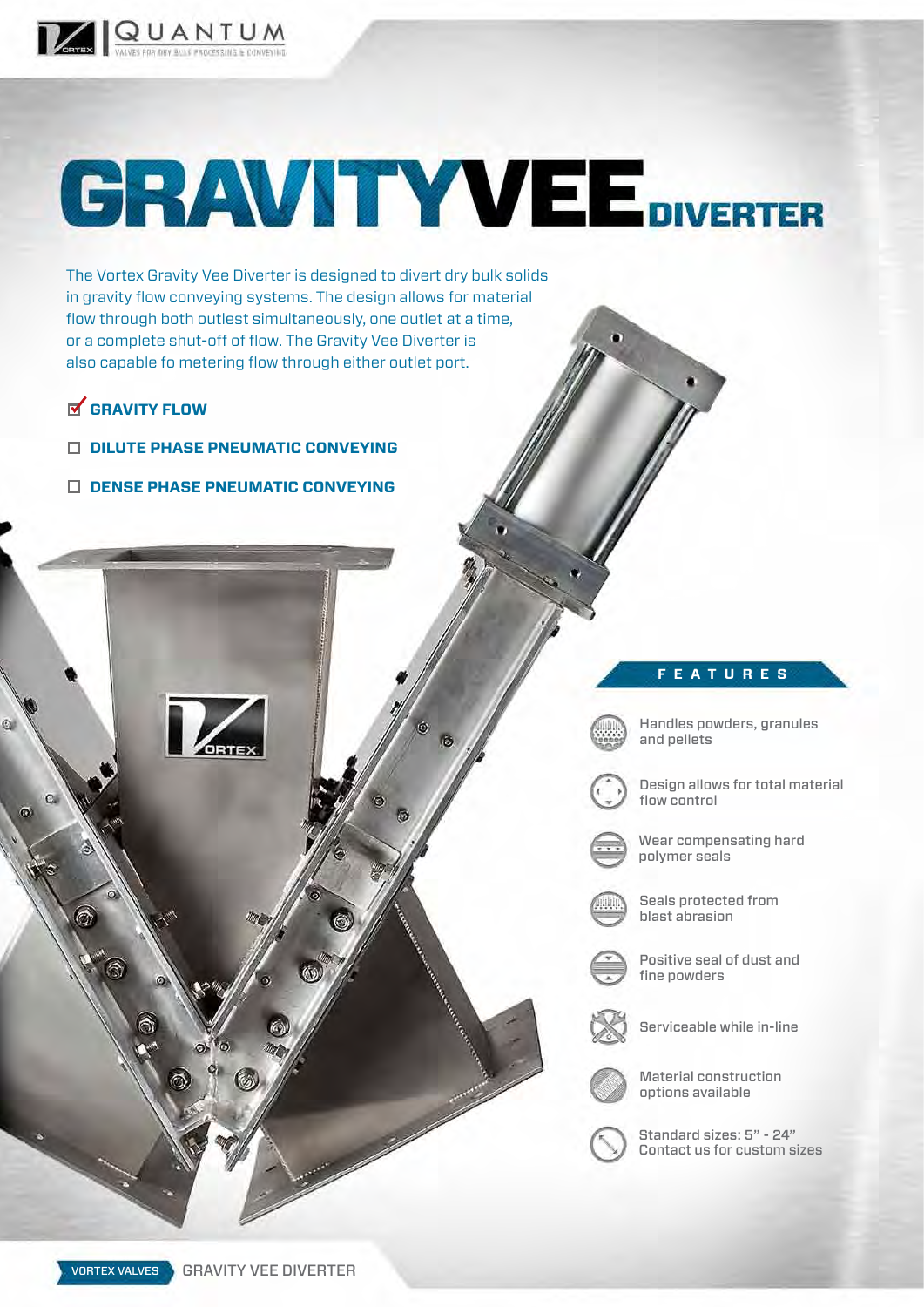# GRAVITY VEE DIVERTER

The Vortex Gravity Vee Diverter is designed to divert dry bulk solids in gravity flow conveying systems. The design allows for material flow through both outlest simultaneously, one outlet at a time, or a complete shut-off of flow. The Gravity Vee Diverter is also capable fo metering flow through either outlet port.

- [x] **GRAVITY FLOW**
- [ ] **DILUTE PHASE PNEUMATIC CONVEYING**
- [ ] **DENSE PHASE PNEUMATIC CONVEYING**

## FEATURES

- Handles powders, granules and pellets
- Design allows for total material flow control
- Wear compensating hard polymer seals
- Seals protected from blast abrasion
- Positive seal of dust and fine powders
- Serviceable while in-line
- Material construction options available
- Standard sizes: 5” - 24” Contact us for custom sizes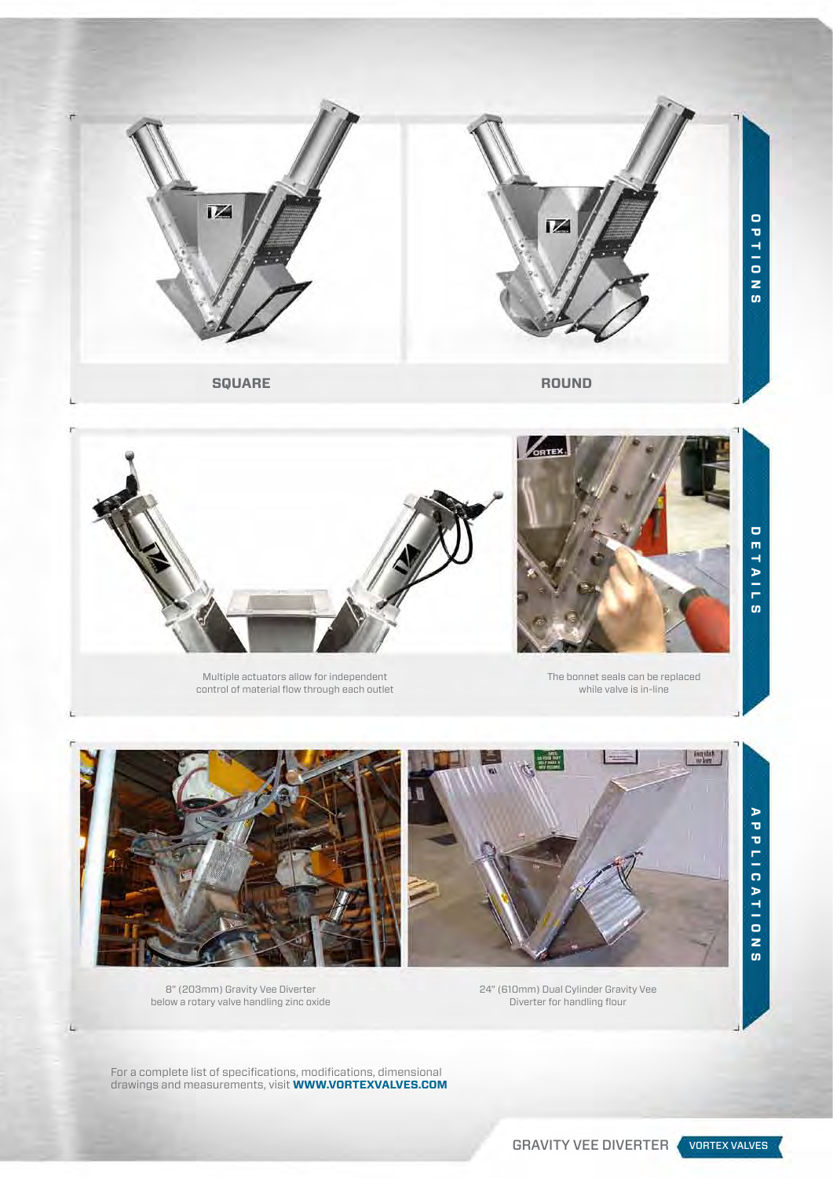## OPTIONS

**SQUARE**

**ROUND**

## DETAILS

Multiple actuators allow for independent control of material flow through each outlet

The bonnet seals can be replaced while valve is in-line

## APPLICATIONS

8" (203mm) Gravity Vee Diverter below a rotary valve handling zinc oxide

24" (610mm) Dual Cylinder Gravity Vee Diverter for handling flour

For a complete list of specifications, modifications, dimensional drawings and measurements, visit **WWW.VORTEXVALVES.COM**